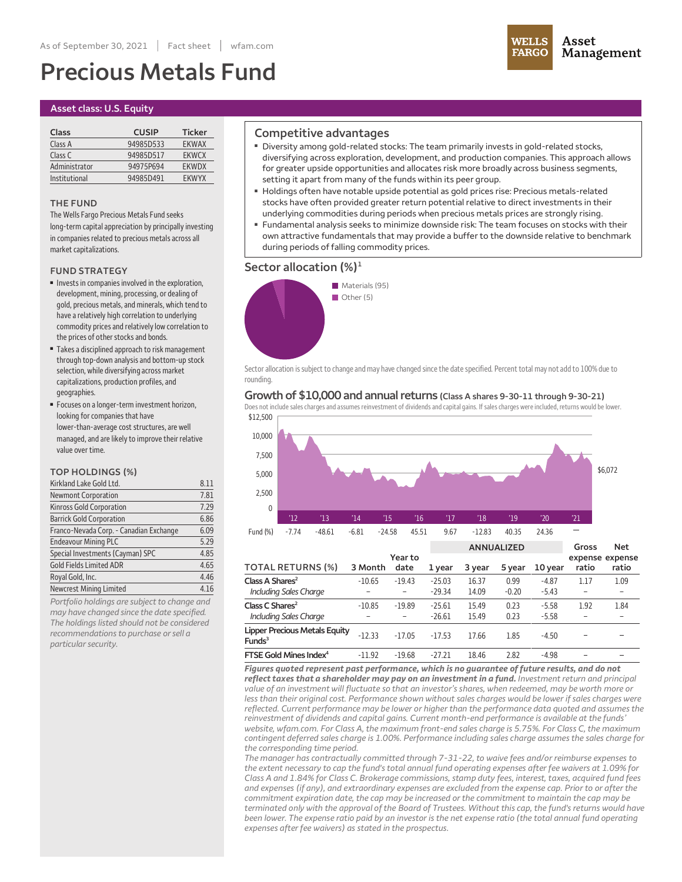As of September 30, 2021 | Fact sheet | wfam.com

# Precious Metals Fund

**Asset class: U.S. Equity**

| Class | CUSIP | Ticker |
|---|---|---|
| Class A | 94985D533 | EKWAX |
| Class C | 94985D517 | EKWCX |
| Administrator | 94975P694 | EKWDX |
| Institutional | 94985D491 | EKWYX |

### THE FUND

The Wells Fargo Precious Metals Fund seeks long-term capital appreciation by principally investing in companies related to precious metals across all market capitalizations.

### FUND STRATEGY

- Invests in companies involved in the exploration, development, mining, processing, or dealing of gold, precious metals, and minerals, which tend to have a relatively high correlation to underlying commodity prices and relatively low correlation to the prices of other stocks and bonds.
- Takes a disciplined approach to risk management through top-down analysis and bottom-up stock selection, while diversifying across market capitalizations, production profiles, and geographies.
- Focuses on a longer-term investment horizon, looking for companies that have lower-than-average cost structures, are well managed, and are likely to improve their relative value over time.

### TOP HOLDINGS (%)

| Holding | % |
|---|---|
| Kirkland Lake Gold Ltd. | 8.11 |
| Newmont Corporation | 7.81 |
| Kinross Gold Corporation | 7.29 |
| Barrick Gold Corporation | 6.86 |
| Franco-Nevada Corp. - Canadian Exchange | 6.09 |
| Endeavour Mining PLC | 5.29 |
| Special Investments (Cayman) SPC | 4.85 |
| Gold Fields Limited ADR | 4.65 |
| Royal Gold, Inc. | 4.46 |
| Newcrest Mining Limited | 4.16 |

*Portfolio holdings are subject to change and may have changed since the date specified. The holdings listed should not be considered recommendations to purchase or sell a particular security.*

## Competitive advantages

- Diversity among gold-related stocks: The team primarily invests in gold-related stocks, diversifying across exploration, development, and production companies. This approach allows for greater upside opportunities and allocates risk more broadly across business segments, setting it apart from many of the funds within its peer group.
- Holdings often have notable upside potential as gold prices rise: Precious metals-related stocks have often provided greater return potential relative to direct investments in their underlying commodities during periods when precious metals prices are strongly rising.
- Fundamental analysis seeks to minimize downside risk: The team focuses on stocks with their own attractive fundamentals that may provide a buffer to the downside relative to benchmark during periods of falling commodity prices.

## Sector allocation (%)[1]

- Materials (95)
- Other (5)

Sector allocation is subject to change and may have changed since the date specified. Percent total may not add to 100% due to rounding.

## Growth of $10,000 and annual returns (Class A shares 9-30-11 through 9-30-21)

Does not include sales charges and assumes reinvestment of dividends and capital gains. If sales charges were included, returns would be lower.

Ending value: $6,072

| | '12 | '13 | '14 | '15 | '16 | '17 | '18 | '19 | '20 | '21 |
|---|---|---|---|---|---|---|---|---|---|---|
| Fund (%) | -7.74 | -48.61 | -6.81 | -24.58 | 45.51 | 9.67 | -12.83 | 40.35 | 24.36 | — |

| | | | ANNUALIZED | | | | | |
|---|---|---|---|---|---|---|---|---|
| **TOTAL RETURNS (%)** | **3 Month** | **Year to date** | **1 year** | **3 year** | **5 year** | **10 year** | **Gross expense ratio** | **Net expense ratio** |
| **Class A Shares**[2] | -10.65 | -19.43 | -25.03 | 16.37 | 0.99 | -4.87 | 1.17 | 1.09 |
| *Including Sales Charge* | – | – | -29.34 | 14.09 | -0.20 | -5.43 | – | – |
| **Class C Shares**[2] | -10.85 | -19.89 | -25.61 | 15.49 | 0.23 | -5.58 | 1.92 | 1.84 |
| *Including Sales Charge* | – | – | -26.61 | 15.49 | 0.23 | -5.58 | – | – |
| **Lipper Precious Metals Equity Funds**[3] | -12.33 | -17.05 | -17.53 | 17.66 | 1.85 | -4.50 | – | – |
| **FTSE Gold Mines Index**[4] | -11.92 | -19.68 | -27.21 | 18.46 | 2.82 | -4.98 | – | – |

***Figures quoted represent past performance, which is no guarantee of future results, and do not reflect taxes that a shareholder may pay on an investment in a fund.*** *Investment return and principal value of an investment will fluctuate so that an investor's shares, when redeemed, may be worth more or less than their original cost. Performance shown without sales charges would be lower if sales charges were reflected. Current performance may be lower or higher than the performance data quoted and assumes the reinvestment of dividends and capital gains. Current month-end performance is available at the funds' website, wfam.com. For Class A, the maximum front-end sales charge is 5.75%. For Class C, the maximum contingent deferred sales charge is 1.00%. Performance including sales charge assumes the sales charge for the corresponding time period.*

*The manager has contractually committed through 7-31-22, to waive fees and/or reimburse expenses to the extent necessary to cap the fund's total annual fund operating expenses after fee waivers at 1.09% for Class A and 1.84% for Class C. Brokerage commissions, stamp duty fees, interest, taxes, acquired fund fees and expenses (if any), and extraordinary expenses are excluded from the expense cap. Prior to or after the commitment expiration date, the cap may be increased or the commitment to maintain the cap may be terminated only with the approval of the Board of Trustees. Without this cap, the fund's returns would have been lower. The expense ratio paid by an investor is the net expense ratio (the total annual fund operating expenses after fee waivers) as stated in the prospectus.*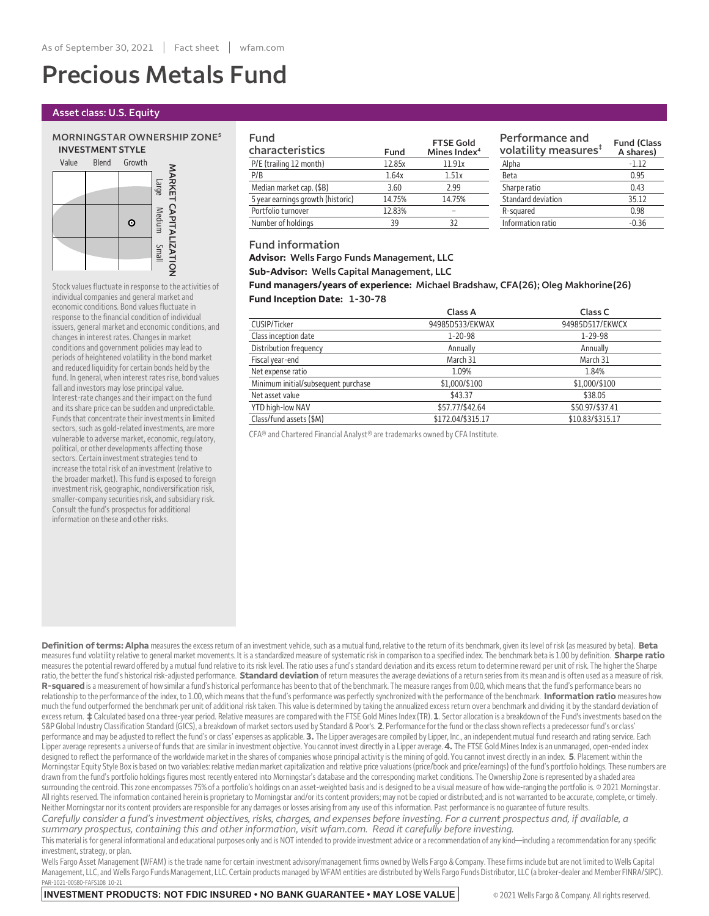# Precious Metals Fund

**Asset class: U.S. Equity**

## MORNINGSTAR OWNERSHIP ZONE[5]

INVESTMENT STYLE

Value Blend Growth

MARKET CAPITALIZATION

Large

Medium

Small

Stock values fluctuate in response to the activities of individual companies and general market and economic conditions. Bond values fluctuate in response to the financial condition of individual issuers, general market and economic conditions, and changes in interest rates. Changes in market conditions and government policies may lead to periods of heightened volatility in the bond market and reduced liquidity for certain bonds held by the fund. In general, when interest rates rise, bond values fall and investors may lose principal value. Interest-rate changes and their impact on the fund and its share price can be sudden and unpredictable. Funds that concentrate their investments in limited sectors, such as gold-related investments, are more vulnerable to adverse market, economic, regulatory, political, or other developments affecting those sectors. Certain investment strategies tend to increase the total risk of an investment (relative to the broader market). This fund is exposed to foreign investment risk, geographic, nondiversification risk, smaller-company securities risk, and subsidiary risk. Consult the fund's prospectus for additional information on these and other risks.

| Fund characteristics | Fund | FTSE Gold Mines Index[4] |
|---|---|---|
| P/E (trailing 12 month) | 12.85x | 11.91x |
| P/B | 1.64x | 1.51x |
| Median market cap. ($B) | 3.60 | 2.99 |
| 5 year earnings growth (historic) | 14.75% | 14.75% |
| Portfolio turnover | 12.83% | – |
| Number of holdings | 39 | 32 |

| Performance and volatility measures‡ | Fund (Class A shares) |
|---|---|
| Alpha | -1.12 |
| Beta | 0.95 |
| Sharpe ratio | 0.43 |
| Standard deviation | 35.12 |
| R-squared | 0.98 |
| Information ratio | -0.36 |

## Fund information

**Advisor: Wells Fargo Funds Management, LLC**

**Sub-Advisor: Wells Capital Management, LLC**

**Fund managers/years of experience: Michael Bradshaw, CFA(26); Oleg Makhorine(26)**

**Fund Inception Date: 1-30-78**

| | Class A | Class C |
|---|---|---|
| CUSIP/Ticker | 94985D533/EKWAX | 94985D517/EKWCX |
| Class inception date | 1-20-98 | 1-29-98 |
| Distribution frequency | Annually | Annually |
| Fiscal year-end | March 31 | March 31 |
| Net expense ratio | 1.09% | 1.84% |
| Minimum initial/subsequent purchase | $1,000/$100 | $1,000/$100 |
| Net asset value | $43.37 | $38.05 |
| YTD high-low NAV | $57.77/$42.64 | $50.97/$37.41 |
| Class/fund assets ($M) | $172.04/$315.17 | $10.83/$315.17 |

CFA® and Chartered Financial Analyst® are trademarks owned by CFA Institute.

**Definition of terms: Alpha** measures the excess return of an investment vehicle, such as a mutual fund, relative to the return of its benchmark, given its level of risk (as measured by beta). **Beta** measures fund volatility relative to general market movements. It is a standardized measure of systematic risk in comparison to a specified index. The benchmark beta is 1.00 by definition. **Sharpe ratio** measures the potential reward offered by a mutual fund relative to its risk level. The ratio uses a fund's standard deviation and its excess return to determine reward per unit of risk. The higher the Sharpe ratio, the better the fund's historical risk-adjusted performance. **Standard deviation** of return measures the average deviations of a return series from its mean and is often used as a measure of risk. **R-squared** is a measurement of how similar a fund's historical performance has been to that of the benchmark. The measure ranges from 0.00, which means that the fund's performance bears no relationship to the performance of the index, to 1.00, which means that the fund's performance was perfectly synchronized with the performance of the benchmark. **Information ratio** measures how much the fund outperformed the benchmark per unit of additional risk taken. This value is determined by taking the annualized excess return over a benchmark and dividing it by the standard deviation of excess return. **‡** Calculated based on a three-year period. Relative measures are compared with the FTSE Gold Mines Index (TR). **1**. Sector allocation is a breakdown of the Fund's investments based on the S&P Global Industry Classification Standard (GICS), a breakdown of market sectors used by Standard & Poor's. **2**. Performance for the fund or the class shown reflects a predecessor fund's or class' performance and may be adjusted to reflect the fund's or class' expenses as applicable. **3.** The Lipper averages are compiled by Lipper, Inc., an independent mutual fund research and rating service. Each Lipper average represents a universe of funds that are similar in investment objective. You cannot invest directly in a Lipper average. **4.** The FTSE Gold Mines Index is an unmanaged, open-ended index designed to reflect the performance of the worldwide market in the shares of companies whose principal activity is the mining of gold. You cannot invest directly in an index. **5**. Placement within the Morningstar Equity Style Box is based on two variables: relative median market capitalization and relative price valuations (price/book and price/earnings) of the fund's portfolio holdings. These numbers are drawn from the fund's portfolio holdings figures most recently entered into Morningstar's database and the corresponding market conditions. The Ownership Zone is represented by a shaded area surrounding the centroid. This zone encompasses 75% of a portfolio's holdings on an asset-weighted basis and is designed to be a visual measure of how wide-ranging the portfolio is. © 2021 Morningstar. All rights reserved. The information contained herein is proprietary to Morningstar and/or its content providers; may not be copied or distributed; and is not warranted to be accurate, complete, or timely. Neither Morningstar nor its content providers are responsible for any damages or losses arising from any use of this information. Past performance is no guarantee of future results.

*Carefully consider a fund's investment objectives, risks, charges, and expenses before investing. For a current prospectus and, if available, a summary prospectus, containing this and other information, visit wfam.com. Read it carefully before investing.*

This material is for general informational and educational purposes only and is NOT intended to provide investment advice or a recommendation of any kind—including a recommendation for any specific investment, strategy, or plan.

Wells Fargo Asset Management (WFAM) is the trade name for certain investment advisory/management firms owned by Wells Fargo & Company. These firms include but are not limited to Wells Capital Management, LLC, and Wells Fargo Funds Management, LLC. Certain products managed by WFAM entities are distributed by Wells Fargo Funds Distributor, LLC (a broker-dealer and Member FINRA/SIPC).

PAR-1021-00580-FAFS108 10-21

**INVESTMENT PRODUCTS: NOT FDIC INSURED • NO BANK GUARANTEE • MAY LOSE VALUE**

© 2021 Wells Fargo & Company. All rights reserved.